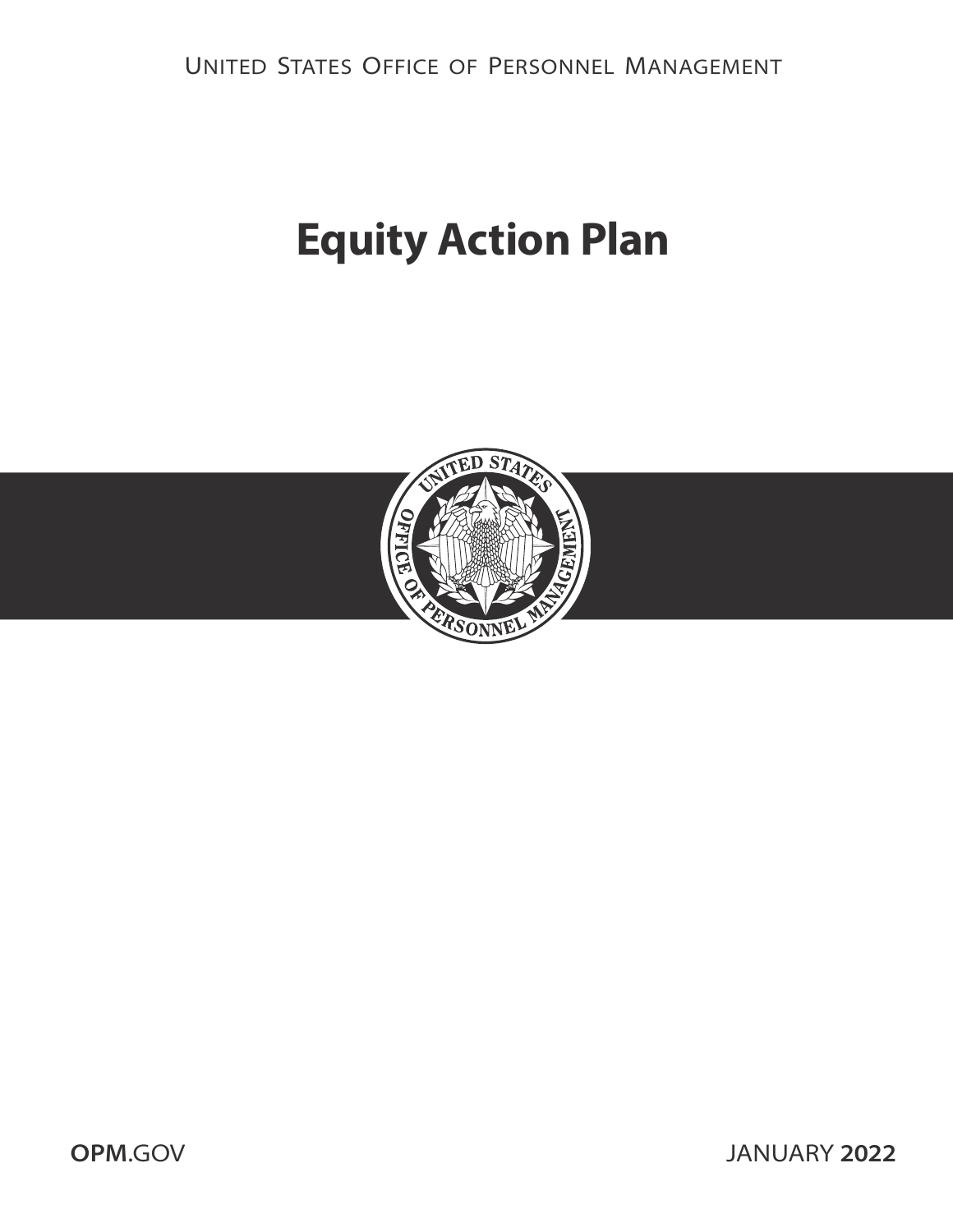United States Office of Personnel Management

# Equity Action Plan

OPM.GOV

JANUARY 2022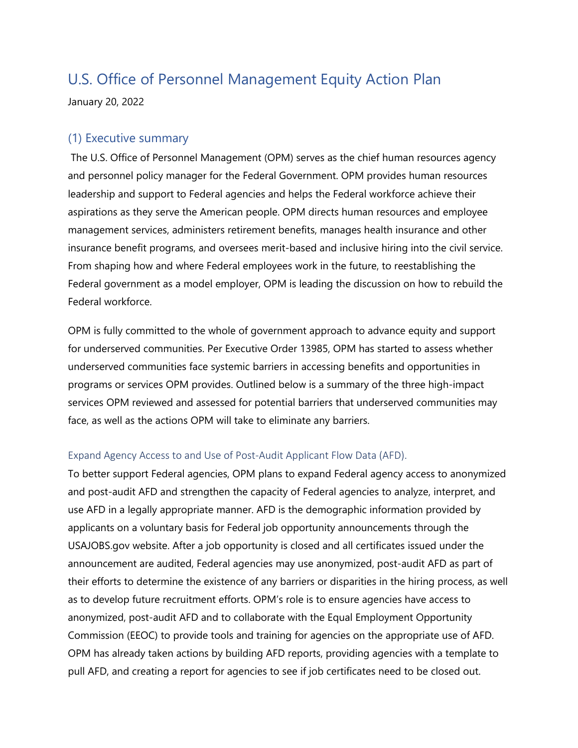# U.S. Office of Personnel Management Equity Action Plan

January 20, 2022

## (1) Executive summary

The U.S. Office of Personnel Management (OPM) serves as the chief human resources agency and personnel policy manager for the Federal Government. OPM provides human resources leadership and support to Federal agencies and helps the Federal workforce achieve their aspirations as they serve the American people. OPM directs human resources and employee management services, administers retirement benefits, manages health insurance and other insurance benefit programs, and oversees merit-based and inclusive hiring into the civil service. From shaping how and where Federal employees work in the future, to reestablishing the Federal government as a model employer, OPM is leading the discussion on how to rebuild the Federal workforce.

OPM is fully committed to the whole of government approach to advance equity and support for underserved communities. Per Executive Order 13985, OPM has started to assess whether underserved communities face systemic barriers in accessing benefits and opportunities in programs or services OPM provides. Outlined below is a summary of the three high-impact services OPM reviewed and assessed for potential barriers that underserved communities may face, as well as the actions OPM will take to eliminate any barriers.

### Expand Agency Access to and Use of Post-Audit Applicant Flow Data (AFD).

To better support Federal agencies, OPM plans to expand Federal agency access to anonymized and post-audit AFD and strengthen the capacity of Federal agencies to analyze, interpret, and use AFD in a legally appropriate manner. AFD is the demographic information provided by applicants on a voluntary basis for Federal job opportunity announcements through the USAJOBS.gov website. After a job opportunity is closed and all certificates issued under the announcement are audited, Federal agencies may use anonymized, post-audit AFD as part of their efforts to determine the existence of any barriers or disparities in the hiring process, as well as to develop future recruitment efforts. OPM's role is to ensure agencies have access to anonymized, post-audit AFD and to collaborate with the Equal Employment Opportunity Commission (EEOC) to provide tools and training for agencies on the appropriate use of AFD. OPM has already taken actions by building AFD reports, providing agencies with a template to pull AFD, and creating a report for agencies to see if job certificates need to be closed out.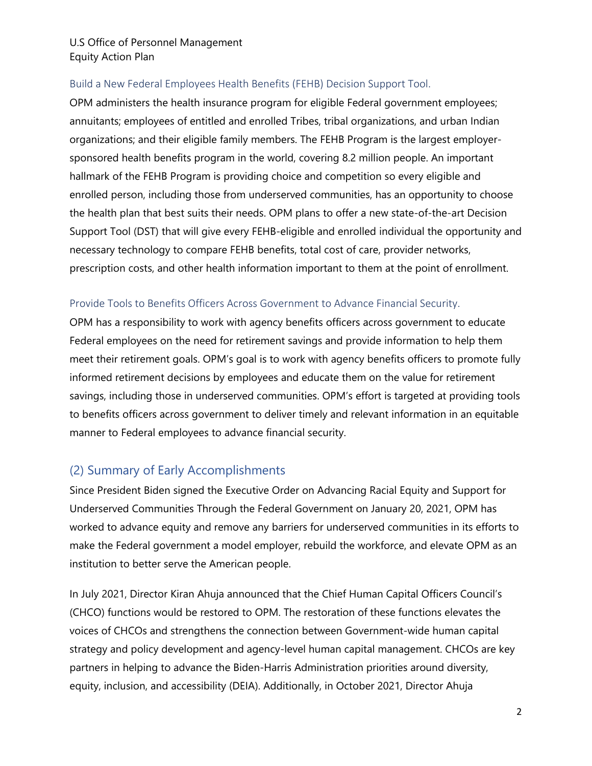### Build a New Federal Employees Health Benefits (FEHB) Decision Support Tool.

OPM administers the health insurance program for eligible Federal government employees; annuitants; employees of entitled and enrolled Tribes, tribal organizations, and urban Indian organizations; and their eligible family members. The FEHB Program is the largest employer-sponsored health benefits program in the world, covering 8.2 million people. An important hallmark of the FEHB Program is providing choice and competition so every eligible and enrolled person, including those from underserved communities, has an opportunity to choose the health plan that best suits their needs. OPM plans to offer a new state-of-the-art Decision Support Tool (DST) that will give every FEHB-eligible and enrolled individual the opportunity and necessary technology to compare FEHB benefits, total cost of care, provider networks, prescription costs, and other health information important to them at the point of enrollment.

### Provide Tools to Benefits Officers Across Government to Advance Financial Security.

OPM has a responsibility to work with agency benefits officers across government to educate Federal employees on the need for retirement savings and provide information to help them meet their retirement goals. OPM's goal is to work with agency benefits officers to promote fully informed retirement decisions by employees and educate them on the value for retirement savings, including those in underserved communities. OPM's effort is targeted at providing tools to benefits officers across government to deliver timely and relevant information in an equitable manner to Federal employees to advance financial security.

## (2) Summary of Early Accomplishments

Since President Biden signed the Executive Order on Advancing Racial Equity and Support for Underserved Communities Through the Federal Government on January 20, 2021, OPM has worked to advance equity and remove any barriers for underserved communities in its efforts to make the Federal government a model employer, rebuild the workforce, and elevate OPM as an institution to better serve the American people.

In July 2021, Director Kiran Ahuja announced that the Chief Human Capital Officers Council's (CHCO) functions would be restored to OPM. The restoration of these functions elevates the voices of CHCOs and strengthens the connection between Government-wide human capital strategy and policy development and agency-level human capital management. CHCOs are key partners in helping to advance the Biden-Harris Administration priorities around diversity, equity, inclusion, and accessibility (DEIA). Additionally, in October 2021, Director Ahuja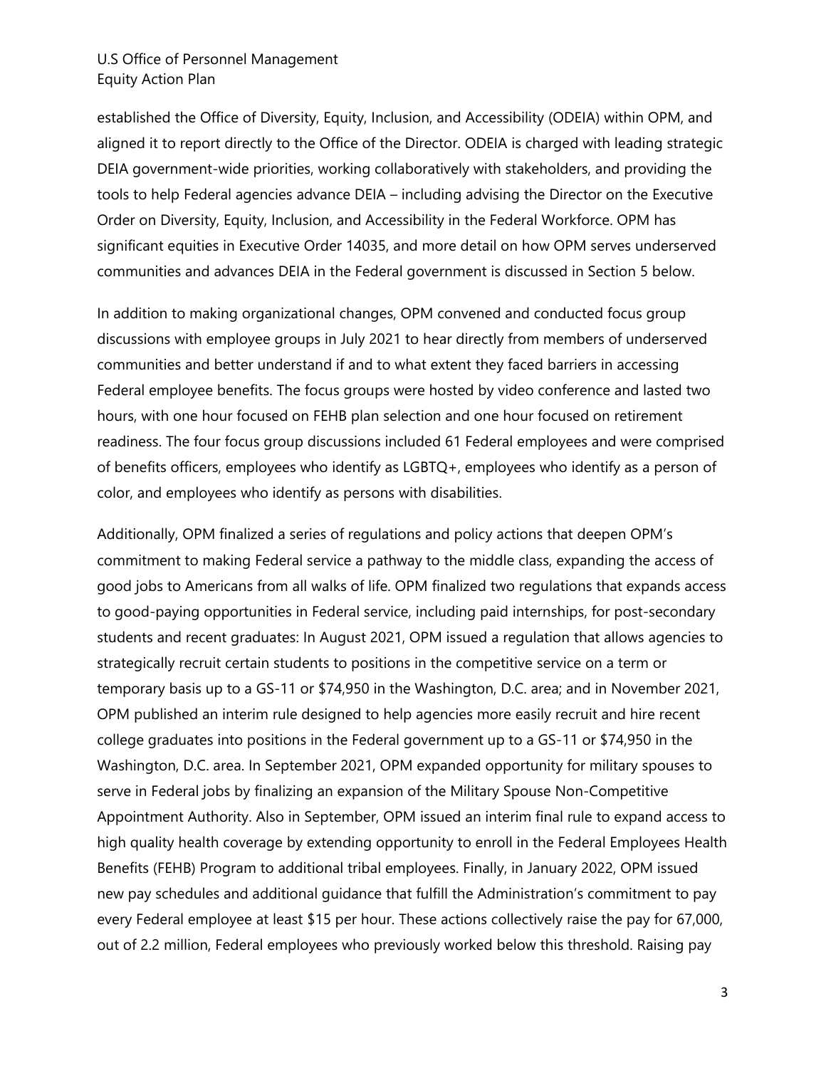established the Office of Diversity, Equity, Inclusion, and Accessibility (ODEIA) within OPM, and aligned it to report directly to the Office of the Director. ODEIA is charged with leading strategic DEIA government-wide priorities, working collaboratively with stakeholders, and providing the tools to help Federal agencies advance DEIA – including advising the Director on the Executive Order on Diversity, Equity, Inclusion, and Accessibility in the Federal Workforce. OPM has significant equities in Executive Order 14035, and more detail on how OPM serves underserved communities and advances DEIA in the Federal government is discussed in Section 5 below.

In addition to making organizational changes, OPM convened and conducted focus group discussions with employee groups in July 2021 to hear directly from members of underserved communities and better understand if and to what extent they faced barriers in accessing Federal employee benefits. The focus groups were hosted by video conference and lasted two hours, with one hour focused on FEHB plan selection and one hour focused on retirement readiness. The four focus group discussions included 61 Federal employees and were comprised of benefits officers, employees who identify as LGBTQ+, employees who identify as a person of color, and employees who identify as persons with disabilities.

Additionally, OPM finalized a series of regulations and policy actions that deepen OPM's commitment to making Federal service a pathway to the middle class, expanding the access of good jobs to Americans from all walks of life. OPM finalized two regulations that expands access to good-paying opportunities in Federal service, including paid internships, for post-secondary students and recent graduates: In August 2021, OPM issued a regulation that allows agencies to strategically recruit certain students to positions in the competitive service on a term or temporary basis up to a GS-11 or $74,950 in the Washington, D.C. area; and in November 2021, OPM published an interim rule designed to help agencies more easily recruit and hire recent college graduates into positions in the Federal government up to a GS-11 or $74,950 in the Washington, D.C. area. In September 2021, OPM expanded opportunity for military spouses to serve in Federal jobs by finalizing an expansion of the Military Spouse Non-Competitive Appointment Authority. Also in September, OPM issued an interim final rule to expand access to high quality health coverage by extending opportunity to enroll in the Federal Employees Health Benefits (FEHB) Program to additional tribal employees. Finally, in January 2022, OPM issued new pay schedules and additional guidance that fulfill the Administration's commitment to pay every Federal employee at least $15 per hour. These actions collectively raise the pay for 67,000, out of 2.2 million, Federal employees who previously worked below this threshold. Raising pay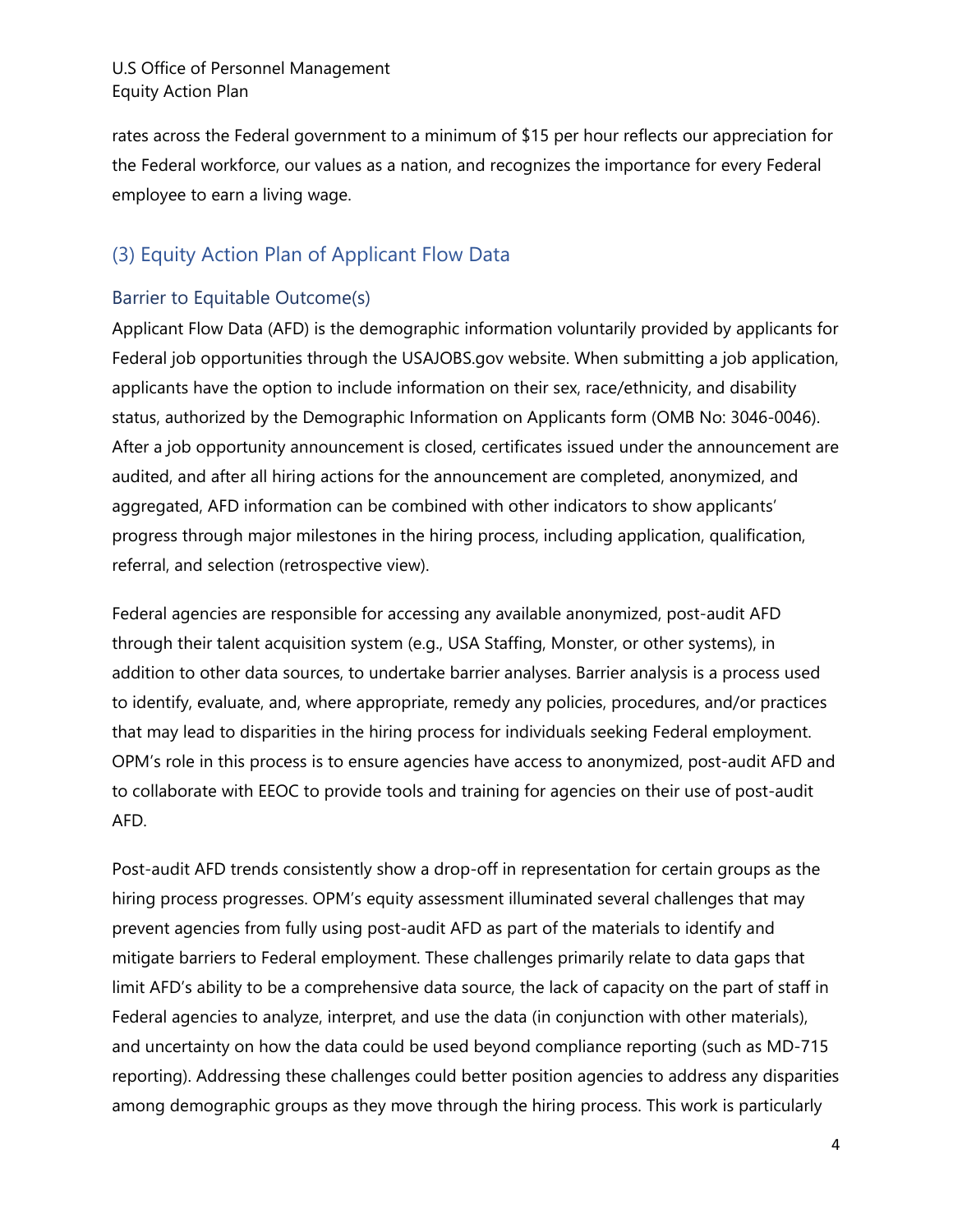rates across the Federal government to a minimum of $15 per hour reflects our appreciation for the Federal workforce, our values as a nation, and recognizes the importance for every Federal employee to earn a living wage.

## (3) Equity Action Plan of Applicant Flow Data

### Barrier to Equitable Outcome(s)

Applicant Flow Data (AFD) is the demographic information voluntarily provided by applicants for Federal job opportunities through the USAJOBS.gov website. When submitting a job application, applicants have the option to include information on their sex, race/ethnicity, and disability status, authorized by the Demographic Information on Applicants form (OMB No: 3046-0046). After a job opportunity announcement is closed, certificates issued under the announcement are audited, and after all hiring actions for the announcement are completed, anonymized, and aggregated, AFD information can be combined with other indicators to show applicants' progress through major milestones in the hiring process, including application, qualification, referral, and selection (retrospective view).

Federal agencies are responsible for accessing any available anonymized, post-audit AFD through their talent acquisition system (e.g., USA Staffing, Monster, or other systems), in addition to other data sources, to undertake barrier analyses. Barrier analysis is a process used to identify, evaluate, and, where appropriate, remedy any policies, procedures, and/or practices that may lead to disparities in the hiring process for individuals seeking Federal employment. OPM's role in this process is to ensure agencies have access to anonymized, post-audit AFD and to collaborate with EEOC to provide tools and training for agencies on their use of post-audit AFD.

Post-audit AFD trends consistently show a drop-off in representation for certain groups as the hiring process progresses. OPM's equity assessment illuminated several challenges that may prevent agencies from fully using post-audit AFD as part of the materials to identify and mitigate barriers to Federal employment. These challenges primarily relate to data gaps that limit AFD's ability to be a comprehensive data source, the lack of capacity on the part of staff in Federal agencies to analyze, interpret, and use the data (in conjunction with other materials), and uncertainty on how the data could be used beyond compliance reporting (such as MD-715 reporting). Addressing these challenges could better position agencies to address any disparities among demographic groups as they move through the hiring process. This work is particularly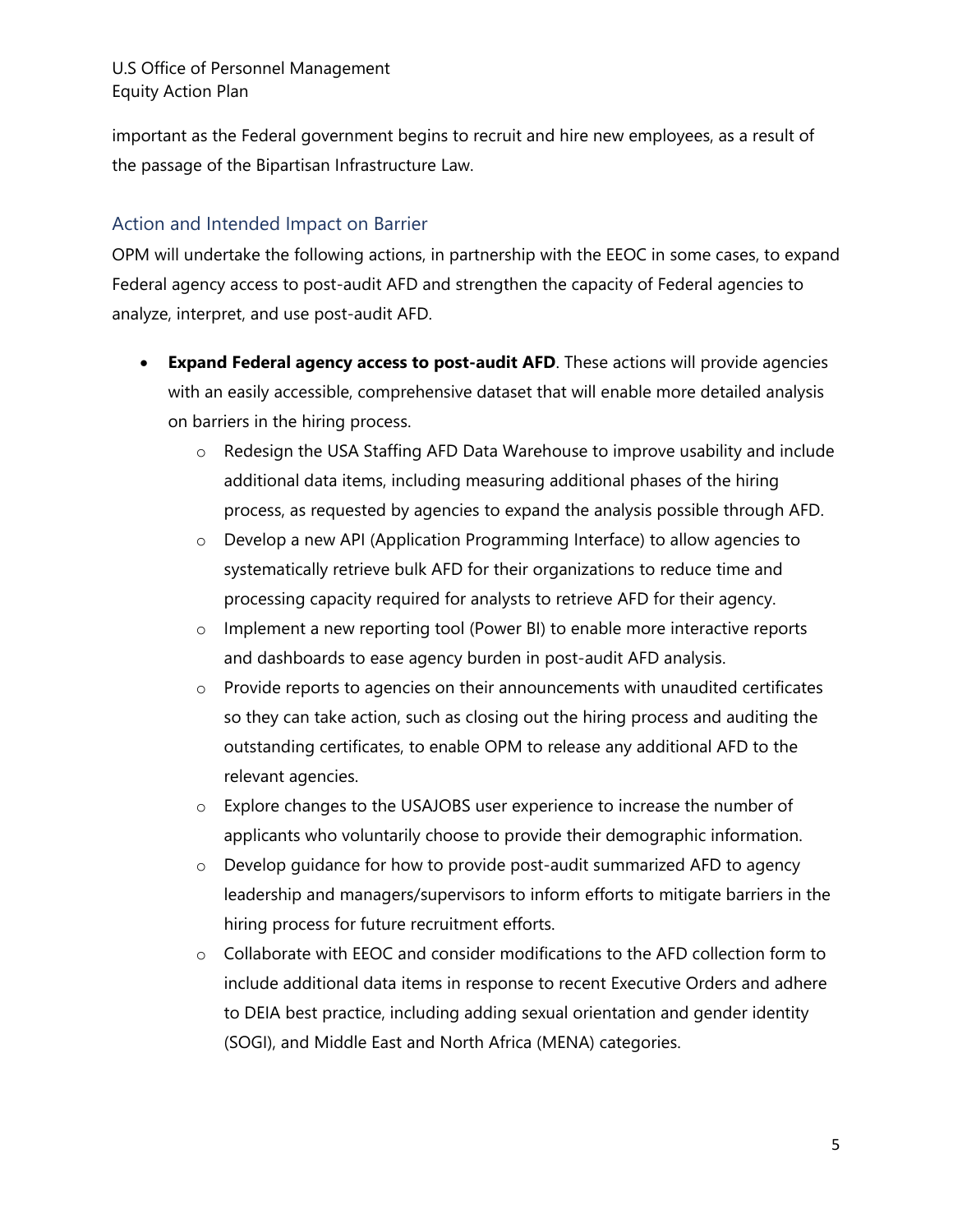important as the Federal government begins to recruit and hire new employees, as a result of the passage of the Bipartisan Infrastructure Law.

### Action and Intended Impact on Barrier

OPM will undertake the following actions, in partnership with the EEOC in some cases, to expand Federal agency access to post-audit AFD and strengthen the capacity of Federal agencies to analyze, interpret, and use post-audit AFD.

- **Expand Federal agency access to post-audit AFD**. These actions will provide agencies with an easily accessible, comprehensive dataset that will enable more detailed analysis on barriers in the hiring process.
  - Redesign the USA Staffing AFD Data Warehouse to improve usability and include additional data items, including measuring additional phases of the hiring process, as requested by agencies to expand the analysis possible through AFD.
  - Develop a new API (Application Programming Interface) to allow agencies to systematically retrieve bulk AFD for their organizations to reduce time and processing capacity required for analysts to retrieve AFD for their agency.
  - Implement a new reporting tool (Power BI) to enable more interactive reports and dashboards to ease agency burden in post-audit AFD analysis.
  - Provide reports to agencies on their announcements with unaudited certificates so they can take action, such as closing out the hiring process and auditing the outstanding certificates, to enable OPM to release any additional AFD to the relevant agencies.
  - Explore changes to the USAJOBS user experience to increase the number of applicants who voluntarily choose to provide their demographic information.
  - Develop guidance for how to provide post-audit summarized AFD to agency leadership and managers/supervisors to inform efforts to mitigate barriers in the hiring process for future recruitment efforts.
  - Collaborate with EEOC and consider modifications to the AFD collection form to include additional data items in response to recent Executive Orders and adhere to DEIA best practice, including adding sexual orientation and gender identity (SOGI), and Middle East and North Africa (MENA) categories.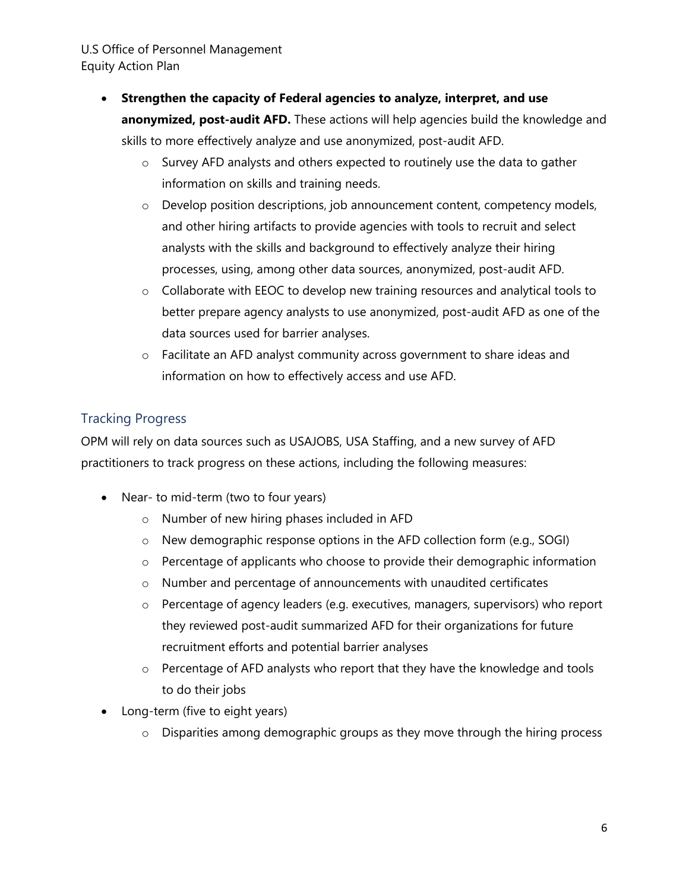- **Strengthen the capacity of Federal agencies to analyze, interpret, and use anonymized, post-audit AFD.** These actions will help agencies build the knowledge and skills to more effectively analyze and use anonymized, post-audit AFD.
    - Survey AFD analysts and others expected to routinely use the data to gather information on skills and training needs.
    - Develop position descriptions, job announcement content, competency models, and other hiring artifacts to provide agencies with tools to recruit and select analysts with the skills and background to effectively analyze their hiring processes, using, among other data sources, anonymized, post-audit AFD.
    - Collaborate with EEOC to develop new training resources and analytical tools to better prepare agency analysts to use anonymized, post-audit AFD as one of the data sources used for barrier analyses.
    - Facilitate an AFD analyst community across government to share ideas and information on how to effectively access and use AFD.

## Tracking Progress

OPM will rely on data sources such as USAJOBS, USA Staffing, and a new survey of AFD practitioners to track progress on these actions, including the following measures:

- Near- to mid-term (two to four years)
    - Number of new hiring phases included in AFD
    - New demographic response options in the AFD collection form (e.g., SOGI)
    - Percentage of applicants who choose to provide their demographic information
    - Number and percentage of announcements with unaudited certificates
    - Percentage of agency leaders (e.g. executives, managers, supervisors) who report they reviewed post-audit summarized AFD for their organizations for future recruitment efforts and potential barrier analyses
    - Percentage of AFD analysts who report that they have the knowledge and tools to do their jobs
- Long-term (five to eight years)
    - Disparities among demographic groups as they move through the hiring process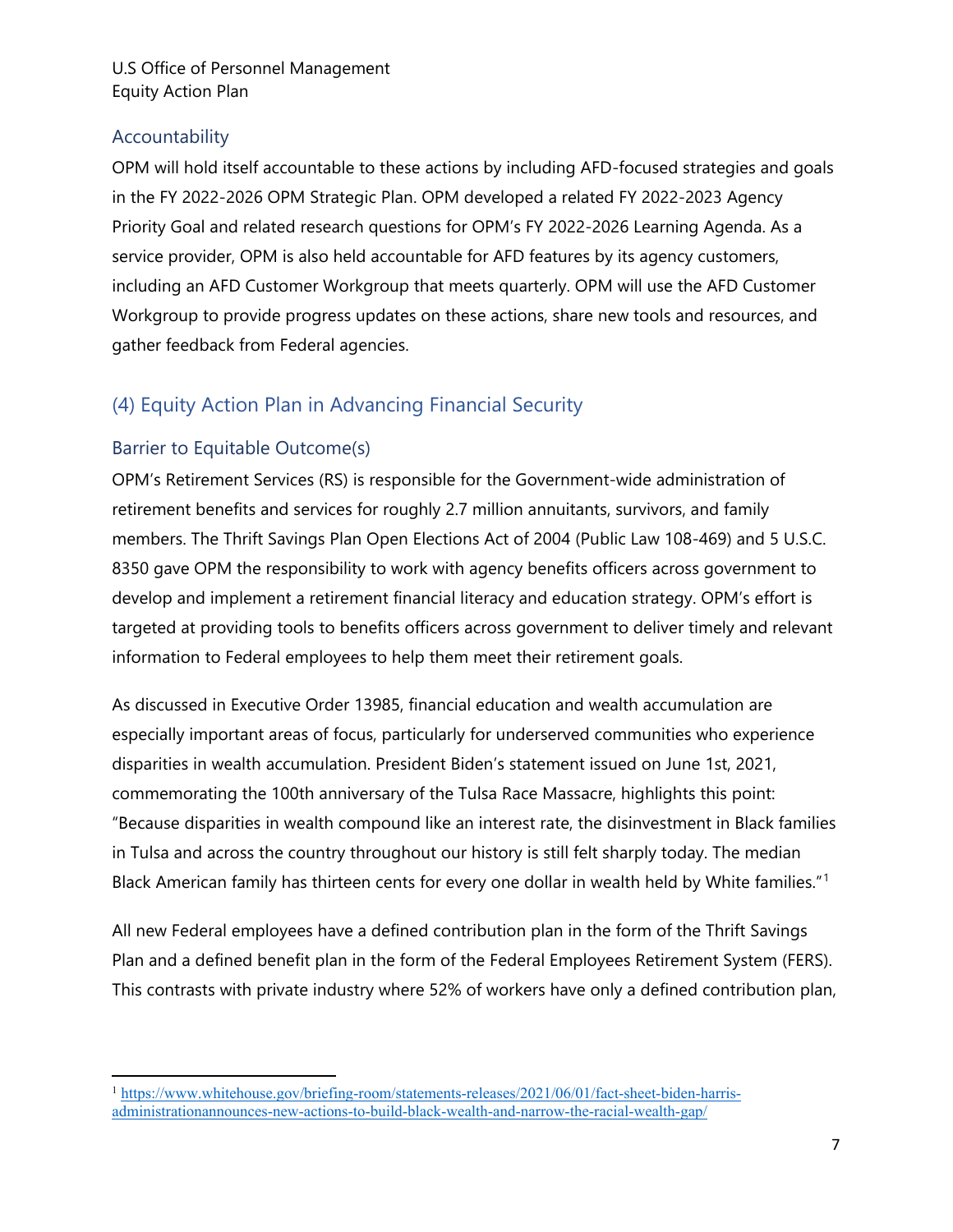### Accountability

OPM will hold itself accountable to these actions by including AFD-focused strategies and goals in the FY 2022-2026 OPM Strategic Plan. OPM developed a related FY 2022-2023 Agency Priority Goal and related research questions for OPM's FY 2022-2026 Learning Agenda. As a service provider, OPM is also held accountable for AFD features by its agency customers, including an AFD Customer Workgroup that meets quarterly. OPM will use the AFD Customer Workgroup to provide progress updates on these actions, share new tools and resources, and gather feedback from Federal agencies.

## (4) Equity Action Plan in Advancing Financial Security

### Barrier to Equitable Outcome(s)

OPM's Retirement Services (RS) is responsible for the Government-wide administration of retirement benefits and services for roughly 2.7 million annuitants, survivors, and family members. The Thrift Savings Plan Open Elections Act of 2004 (Public Law 108-469) and 5 U.S.C. 8350 gave OPM the responsibility to work with agency benefits officers across government to develop and implement a retirement financial literacy and education strategy. OPM's effort is targeted at providing tools to benefits officers across government to deliver timely and relevant information to Federal employees to help them meet their retirement goals.

As discussed in Executive Order 13985, financial education and wealth accumulation are especially important areas of focus, particularly for underserved communities who experience disparities in wealth accumulation. President Biden's statement issued on June 1st, 2021, commemorating the 100th anniversary of the Tulsa Race Massacre, highlights this point: "Because disparities in wealth compound like an interest rate, the disinvestment in Black families in Tulsa and across the country throughout our history is still felt sharply today. The median Black American family has thirteen cents for every one dollar in wealth held by White families."[1]

All new Federal employees have a defined contribution plan in the form of the Thrift Savings Plan and a defined benefit plan in the form of the Federal Employees Retirement System (FERS). This contrasts with private industry where 52% of workers have only a defined contribution plan,

---

[1] https://www.whitehouse.gov/briefing-room/statements-releases/2021/06/01/fact-sheet-biden-harris-administrationannounces-new-actions-to-build-black-wealth-and-narrow-the-racial-wealth-gap/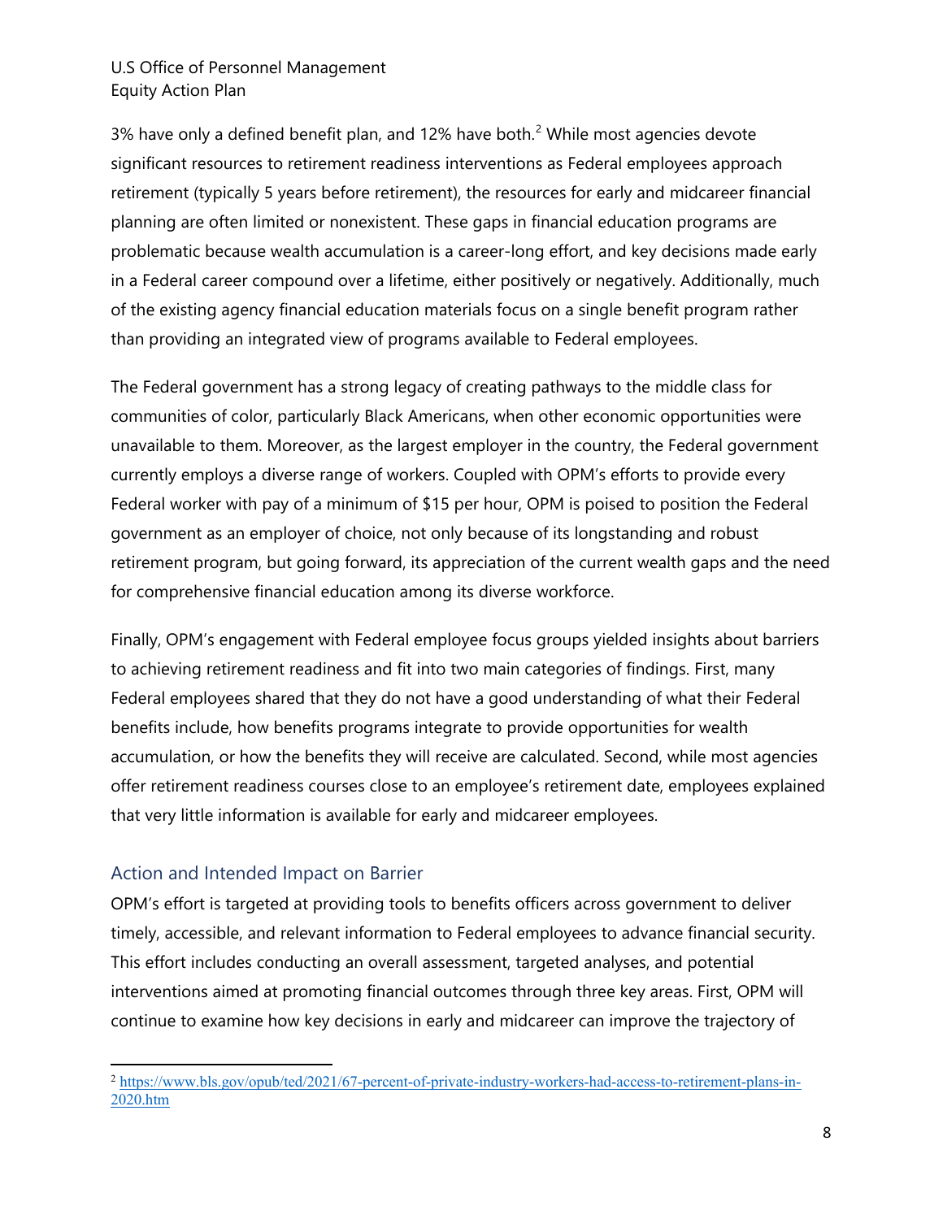3% have only a defined benefit plan, and 12% have both.[2] While most agencies devote significant resources to retirement readiness interventions as Federal employees approach retirement (typically 5 years before retirement), the resources for early and midcareer financial planning are often limited or nonexistent. These gaps in financial education programs are problematic because wealth accumulation is a career-long effort, and key decisions made early in a Federal career compound over a lifetime, either positively or negatively. Additionally, much of the existing agency financial education materials focus on a single benefit program rather than providing an integrated view of programs available to Federal employees.

The Federal government has a strong legacy of creating pathways to the middle class for communities of color, particularly Black Americans, when other economic opportunities were unavailable to them. Moreover, as the largest employer in the country, the Federal government currently employs a diverse range of workers. Coupled with OPM's efforts to provide every Federal worker with pay of a minimum of $15 per hour, OPM is poised to position the Federal government as an employer of choice, not only because of its longstanding and robust retirement program, but going forward, its appreciation of the current wealth gaps and the need for comprehensive financial education among its diverse workforce.

Finally, OPM's engagement with Federal employee focus groups yielded insights about barriers to achieving retirement readiness and fit into two main categories of findings. First, many Federal employees shared that they do not have a good understanding of what their Federal benefits include, how benefits programs integrate to provide opportunities for wealth accumulation, or how the benefits they will receive are calculated. Second, while most agencies offer retirement readiness courses close to an employee's retirement date, employees explained that very little information is available for early and midcareer employees.

### Action and Intended Impact on Barrier

OPM's effort is targeted at providing tools to benefits officers across government to deliver timely, accessible, and relevant information to Federal employees to advance financial security. This effort includes conducting an overall assessment, targeted analyses, and potential interventions aimed at promoting financial outcomes through three key areas. First, OPM will continue to examine how key decisions in early and midcareer can improve the trajectory of

[2] https://www.bls.gov/opub/ted/2021/67-percent-of-private-industry-workers-had-access-to-retirement-plans-in-2020.htm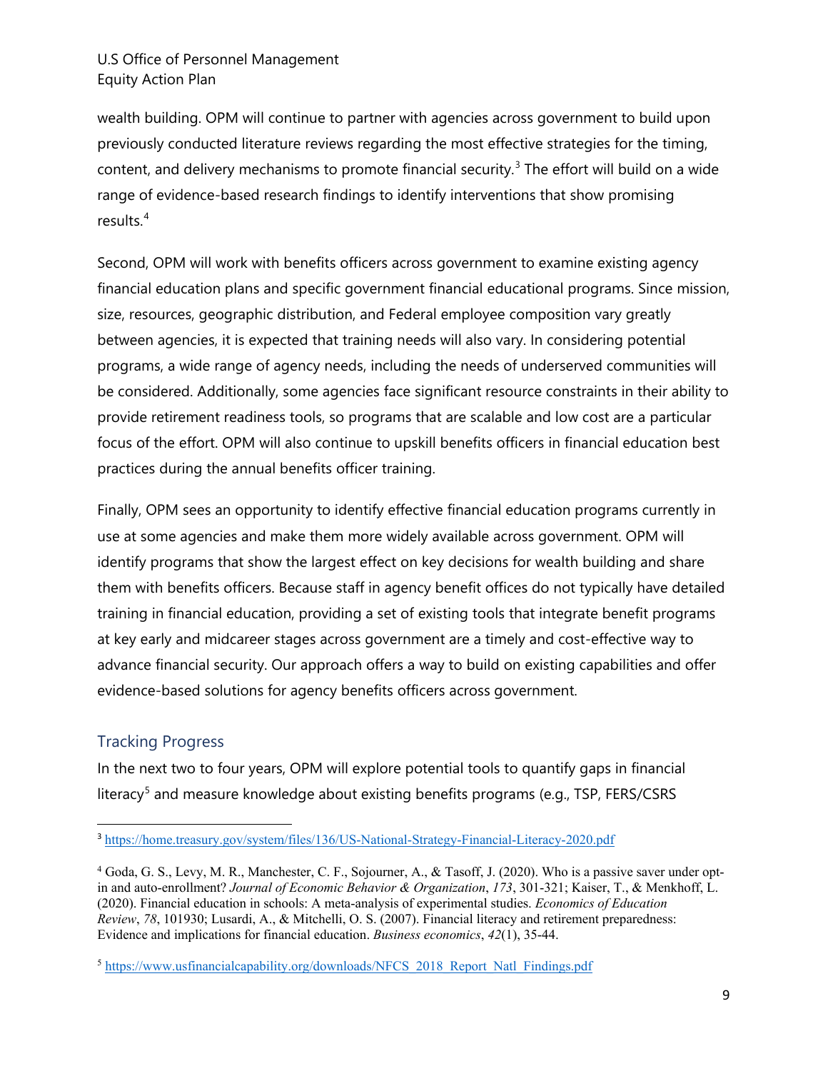wealth building. OPM will continue to partner with agencies across government to build upon previously conducted literature reviews regarding the most effective strategies for the timing, content, and delivery mechanisms to promote financial security.[3] The effort will build on a wide range of evidence-based research findings to identify interventions that show promising results.[4]

Second, OPM will work with benefits officers across government to examine existing agency financial education plans and specific government financial educational programs. Since mission, size, resources, geographic distribution, and Federal employee composition vary greatly between agencies, it is expected that training needs will also vary. In considering potential programs, a wide range of agency needs, including the needs of underserved communities will be considered. Additionally, some agencies face significant resource constraints in their ability to provide retirement readiness tools, so programs that are scalable and low cost are a particular focus of the effort. OPM will also continue to upskill benefits officers in financial education best practices during the annual benefits officer training.

Finally, OPM sees an opportunity to identify effective financial education programs currently in use at some agencies and make them more widely available across government. OPM will identify programs that show the largest effect on key decisions for wealth building and share them with benefits officers. Because staff in agency benefit offices do not typically have detailed training in financial education, providing a set of existing tools that integrate benefit programs at key early and midcareer stages across government are a timely and cost-effective way to advance financial security. Our approach offers a way to build on existing capabilities and offer evidence-based solutions for agency benefits officers across government.

## Tracking Progress

In the next two to four years, OPM will explore potential tools to quantify gaps in financial literacy[5] and measure knowledge about existing benefits programs (e.g., TSP, FERS/CSRS

---

[3] https://home.treasury.gov/system/files/136/US-National-Strategy-Financial-Literacy-2020.pdf

[4] Goda, G. S., Levy, M. R., Manchester, C. F., Sojourner, A., & Tasoff, J. (2020). Who is a passive saver under opt-in and auto-enrollment? *Journal of Economic Behavior & Organization*, *173*, 301-321; Kaiser, T., & Menkhoff, L. (2020). Financial education in schools: A meta-analysis of experimental studies. *Economics of Education Review*, *78*, 101930; Lusardi, A., & Mitchelli, O. S. (2007). Financial literacy and retirement preparedness: Evidence and implications for financial education. *Business economics*, *42*(1), 35-44.

[5] https://www.usfinancialcapability.org/downloads/NFCS_2018_Report_Natl_Findings.pdf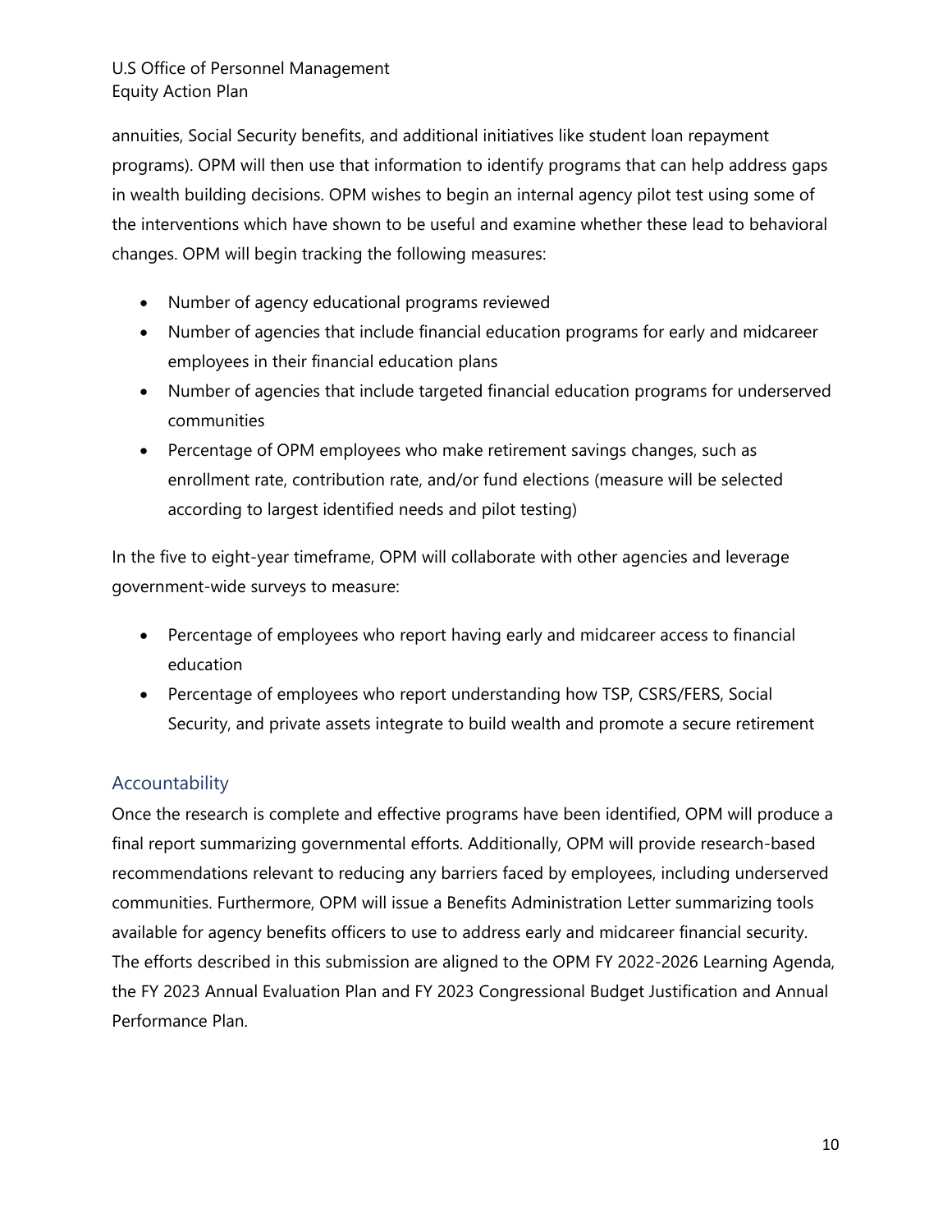annuities, Social Security benefits, and additional initiatives like student loan repayment programs). OPM will then use that information to identify programs that can help address gaps in wealth building decisions. OPM wishes to begin an internal agency pilot test using some of the interventions which have shown to be useful and examine whether these lead to behavioral changes. OPM will begin tracking the following measures:

- Number of agency educational programs reviewed
- Number of agencies that include financial education programs for early and midcareer employees in their financial education plans
- Number of agencies that include targeted financial education programs for underserved communities
- Percentage of OPM employees who make retirement savings changes, such as enrollment rate, contribution rate, and/or fund elections (measure will be selected according to largest identified needs and pilot testing)

In the five to eight-year timeframe, OPM will collaborate with other agencies and leverage government-wide surveys to measure:

- Percentage of employees who report having early and midcareer access to financial education
- Percentage of employees who report understanding how TSP, CSRS/FERS, Social Security, and private assets integrate to build wealth and promote a secure retirement

### Accountability

Once the research is complete and effective programs have been identified, OPM will produce a final report summarizing governmental efforts. Additionally, OPM will provide research-based recommendations relevant to reducing any barriers faced by employees, including underserved communities. Furthermore, OPM will issue a Benefits Administration Letter summarizing tools available for agency benefits officers to use to address early and midcareer financial security. The efforts described in this submission are aligned to the OPM FY 2022-2026 Learning Agenda, the FY 2023 Annual Evaluation Plan and FY 2023 Congressional Budget Justification and Annual Performance Plan.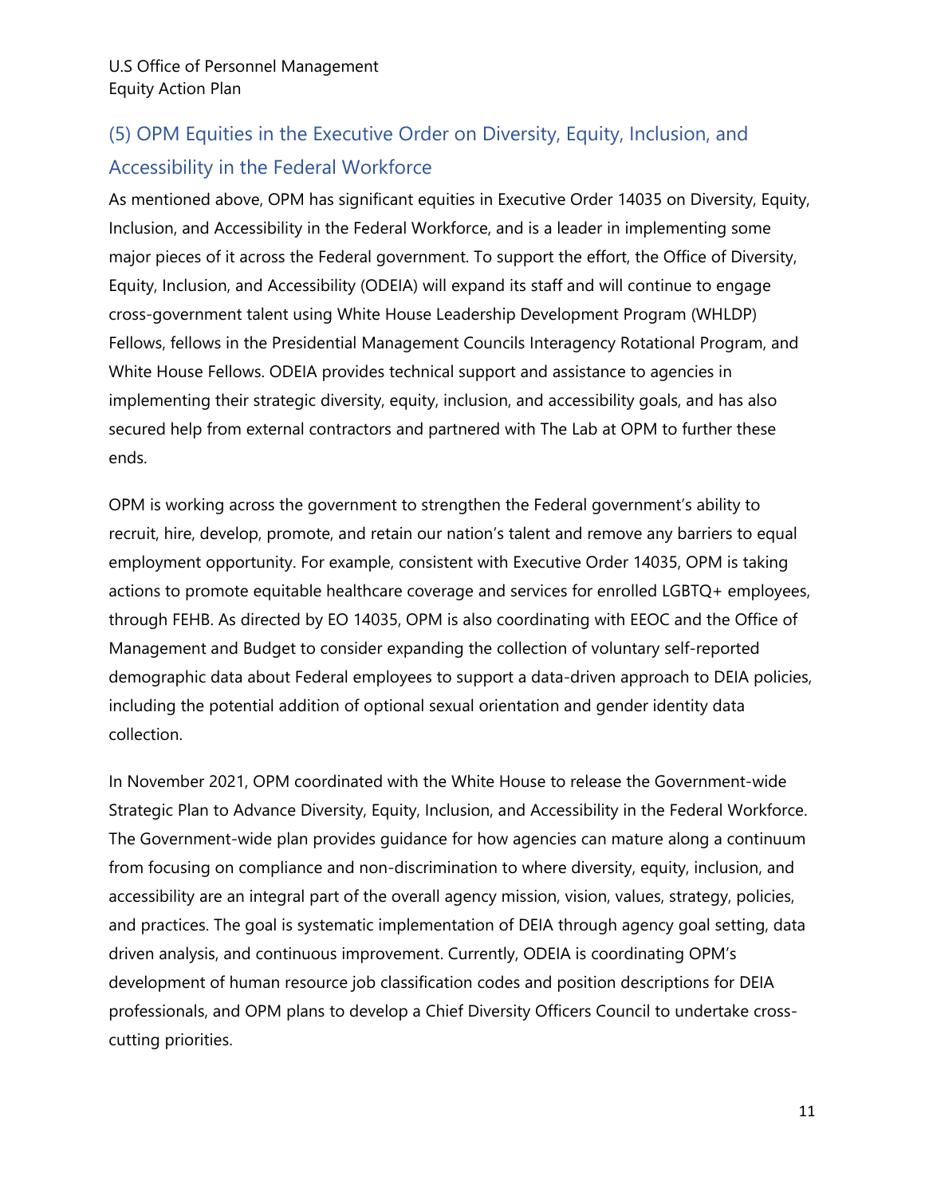## (5) OPM Equities in the Executive Order on Diversity, Equity, Inclusion, and Accessibility in the Federal Workforce

As mentioned above, OPM has significant equities in Executive Order 14035 on Diversity, Equity, Inclusion, and Accessibility in the Federal Workforce, and is a leader in implementing some major pieces of it across the Federal government. To support the effort, the Office of Diversity, Equity, Inclusion, and Accessibility (ODEIA) will expand its staff and will continue to engage cross-government talent using White House Leadership Development Program (WHLDP) Fellows, fellows in the Presidential Management Councils Interagency Rotational Program, and White House Fellows. ODEIA provides technical support and assistance to agencies in implementing their strategic diversity, equity, inclusion, and accessibility goals, and has also secured help from external contractors and partnered with The Lab at OPM to further these ends.

OPM is working across the government to strengthen the Federal government's ability to recruit, hire, develop, promote, and retain our nation's talent and remove any barriers to equal employment opportunity. For example, consistent with Executive Order 14035, OPM is taking actions to promote equitable healthcare coverage and services for enrolled LGBTQ+ employees, through FEHB. As directed by EO 14035, OPM is also coordinating with EEOC and the Office of Management and Budget to consider expanding the collection of voluntary self-reported demographic data about Federal employees to support a data-driven approach to DEIA policies, including the potential addition of optional sexual orientation and gender identity data collection.

In November 2021, OPM coordinated with the White House to release the Government-wide Strategic Plan to Advance Diversity, Equity, Inclusion, and Accessibility in the Federal Workforce. The Government-wide plan provides guidance for how agencies can mature along a continuum from focusing on compliance and non-discrimination to where diversity, equity, inclusion, and accessibility are an integral part of the overall agency mission, vision, values, strategy, policies, and practices. The goal is systematic implementation of DEIA through agency goal setting, data driven analysis, and continuous improvement. Currently, ODEIA is coordinating OPM's development of human resource job classification codes and position descriptions for DEIA professionals, and OPM plans to develop a Chief Diversity Officers Council to undertake cross-cutting priorities.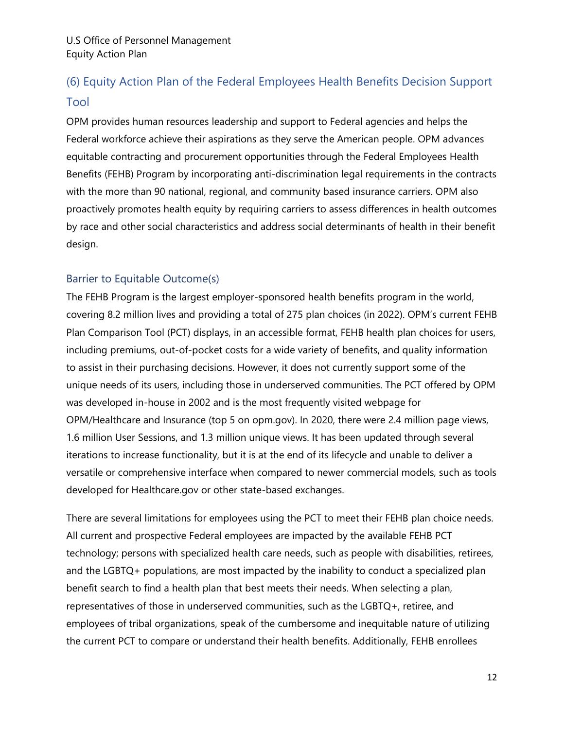## (6) Equity Action Plan of the Federal Employees Health Benefits Decision Support Tool

OPM provides human resources leadership and support to Federal agencies and helps the Federal workforce achieve their aspirations as they serve the American people. OPM advances equitable contracting and procurement opportunities through the Federal Employees Health Benefits (FEHB) Program by incorporating anti-discrimination legal requirements in the contracts with the more than 90 national, regional, and community based insurance carriers. OPM also proactively promotes health equity by requiring carriers to assess differences in health outcomes by race and other social characteristics and address social determinants of health in their benefit design.

### Barrier to Equitable Outcome(s)

The FEHB Program is the largest employer-sponsored health benefits program in the world, covering 8.2 million lives and providing a total of 275 plan choices (in 2022). OPM's current FEHB Plan Comparison Tool (PCT) displays, in an accessible format, FEHB health plan choices for users, including premiums, out-of-pocket costs for a wide variety of benefits, and quality information to assist in their purchasing decisions. However, it does not currently support some of the unique needs of its users, including those in underserved communities. The PCT offered by OPM was developed in-house in 2002 and is the most frequently visited webpage for OPM/Healthcare and Insurance (top 5 on opm.gov). In 2020, there were 2.4 million page views, 1.6 million User Sessions, and 1.3 million unique views. It has been updated through several iterations to increase functionality, but it is at the end of its lifecycle and unable to deliver a versatile or comprehensive interface when compared to newer commercial models, such as tools developed for Healthcare.gov or other state-based exchanges.

There are several limitations for employees using the PCT to meet their FEHB plan choice needs. All current and prospective Federal employees are impacted by the available FEHB PCT technology; persons with specialized health care needs, such as people with disabilities, retirees, and the LGBTQ+ populations, are most impacted by the inability to conduct a specialized plan benefit search to find a health plan that best meets their needs. When selecting a plan, representatives of those in underserved communities, such as the LGBTQ+, retiree, and employees of tribal organizations, speak of the cumbersome and inequitable nature of utilizing the current PCT to compare or understand their health benefits. Additionally, FEHB enrollees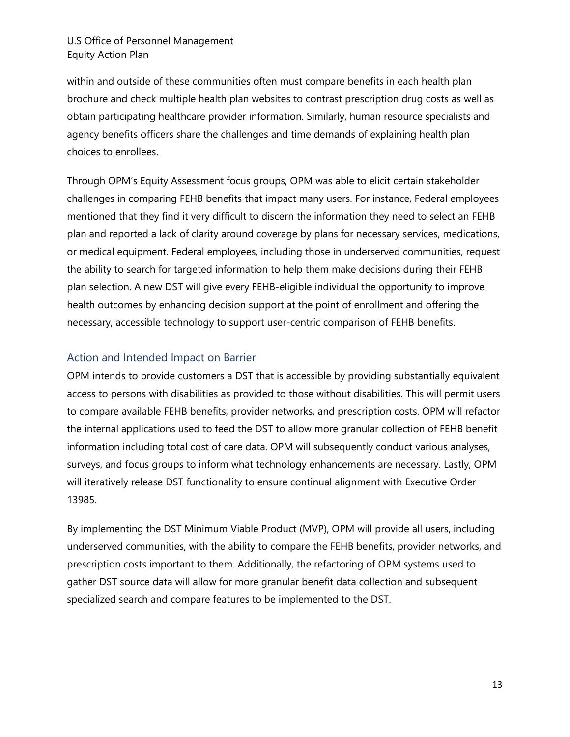within and outside of these communities often must compare benefits in each health plan brochure and check multiple health plan websites to contrast prescription drug costs as well as obtain participating healthcare provider information. Similarly, human resource specialists and agency benefits officers share the challenges and time demands of explaining health plan choices to enrollees.

Through OPM's Equity Assessment focus groups, OPM was able to elicit certain stakeholder challenges in comparing FEHB benefits that impact many users. For instance, Federal employees mentioned that they find it very difficult to discern the information they need to select an FEHB plan and reported a lack of clarity around coverage by plans for necessary services, medications, or medical equipment. Federal employees, including those in underserved communities, request the ability to search for targeted information to help them make decisions during their FEHB plan selection. A new DST will give every FEHB-eligible individual the opportunity to improve health outcomes by enhancing decision support at the point of enrollment and offering the necessary, accessible technology to support user-centric comparison of FEHB benefits.

### Action and Intended Impact on Barrier

OPM intends to provide customers a DST that is accessible by providing substantially equivalent access to persons with disabilities as provided to those without disabilities. This will permit users to compare available FEHB benefits, provider networks, and prescription costs. OPM will refactor the internal applications used to feed the DST to allow more granular collection of FEHB benefit information including total cost of care data. OPM will subsequently conduct various analyses, surveys, and focus groups to inform what technology enhancements are necessary. Lastly, OPM will iteratively release DST functionality to ensure continual alignment with Executive Order 13985.

By implementing the DST Minimum Viable Product (MVP), OPM will provide all users, including underserved communities, with the ability to compare the FEHB benefits, provider networks, and prescription costs important to them. Additionally, the refactoring of OPM systems used to gather DST source data will allow for more granular benefit data collection and subsequent specialized search and compare features to be implemented to the DST.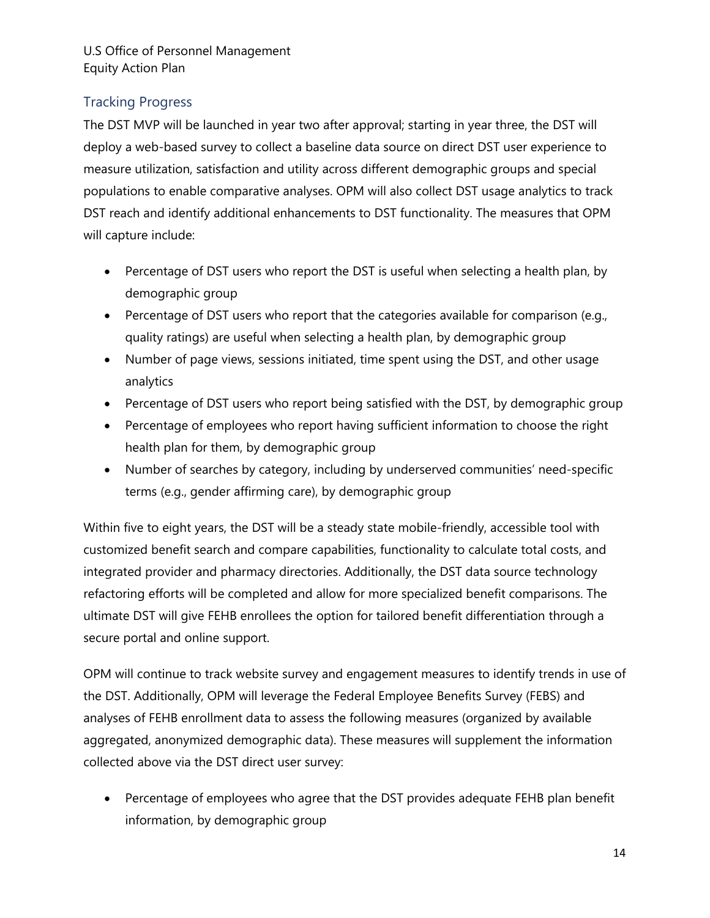## Tracking Progress

The DST MVP will be launched in year two after approval; starting in year three, the DST will deploy a web-based survey to collect a baseline data source on direct DST user experience to measure utilization, satisfaction and utility across different demographic groups and special populations to enable comparative analyses. OPM will also collect DST usage analytics to track DST reach and identify additional enhancements to DST functionality. The measures that OPM will capture include:

- Percentage of DST users who report the DST is useful when selecting a health plan, by demographic group
- Percentage of DST users who report that the categories available for comparison (e.g., quality ratings) are useful when selecting a health plan, by demographic group
- Number of page views, sessions initiated, time spent using the DST, and other usage analytics
- Percentage of DST users who report being satisfied with the DST, by demographic group
- Percentage of employees who report having sufficient information to choose the right health plan for them, by demographic group
- Number of searches by category, including by underserved communities' need-specific terms (e.g., gender affirming care), by demographic group

Within five to eight years, the DST will be a steady state mobile-friendly, accessible tool with customized benefit search and compare capabilities, functionality to calculate total costs, and integrated provider and pharmacy directories. Additionally, the DST data source technology refactoring efforts will be completed and allow for more specialized benefit comparisons. The ultimate DST will give FEHB enrollees the option for tailored benefit differentiation through a secure portal and online support.

OPM will continue to track website survey and engagement measures to identify trends in use of the DST. Additionally, OPM will leverage the Federal Employee Benefits Survey (FEBS) and analyses of FEHB enrollment data to assess the following measures (organized by available aggregated, anonymized demographic data). These measures will supplement the information collected above via the DST direct user survey:

- Percentage of employees who agree that the DST provides adequate FEHB plan benefit information, by demographic group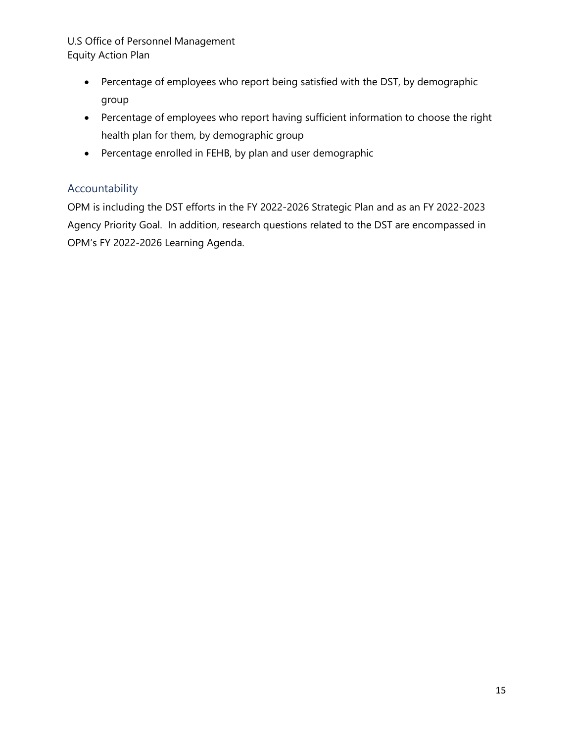- Percentage of employees who report being satisfied with the DST, by demographic group
- Percentage of employees who report having sufficient information to choose the right health plan for them, by demographic group
- Percentage enrolled in FEHB, by plan and user demographic

### Accountability

OPM is including the DST efforts in the FY 2022-2026 Strategic Plan and as an FY 2022-2023 Agency Priority Goal. In addition, research questions related to the DST are encompassed in OPM's FY 2022-2026 Learning Agenda.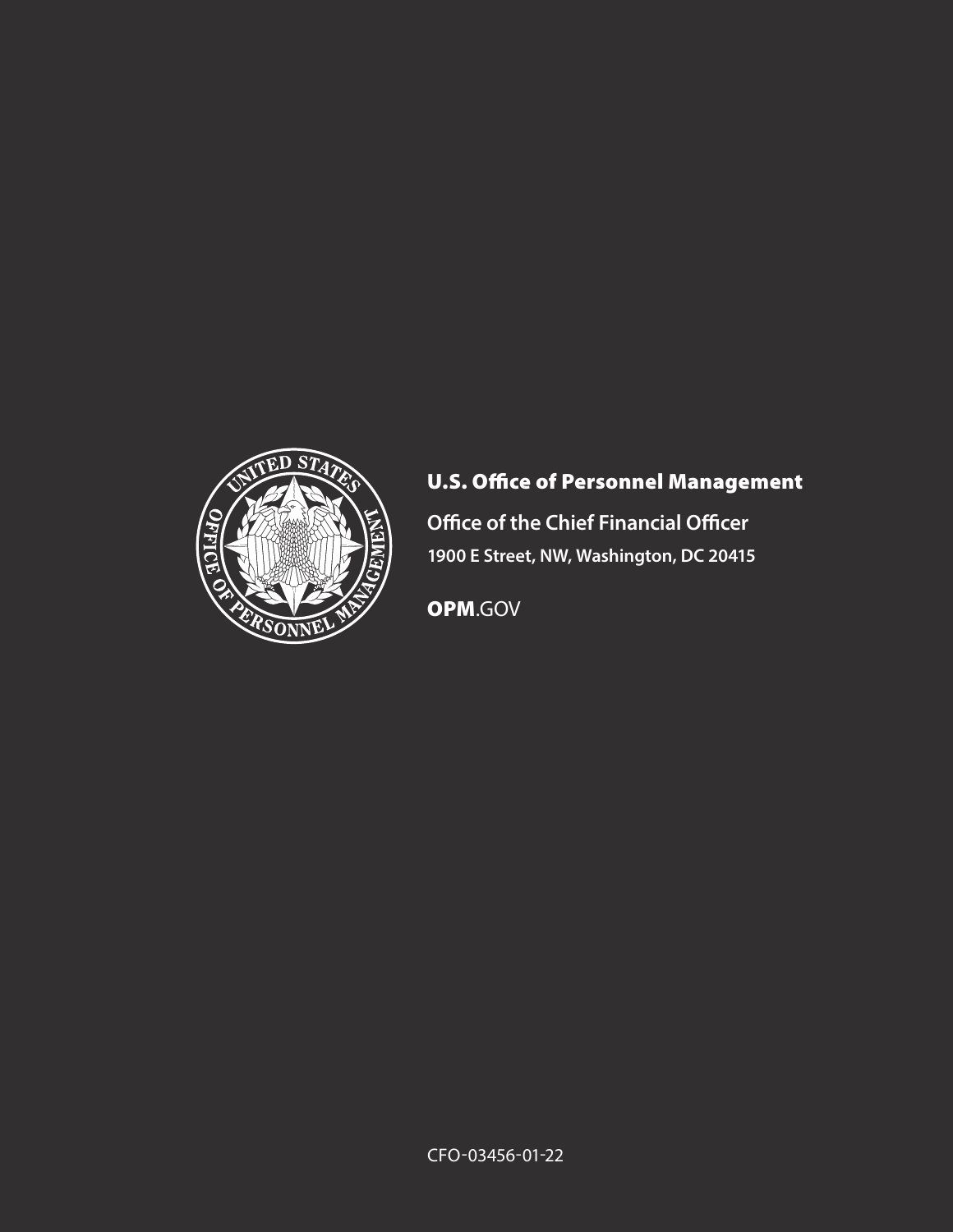**U.S. Office of Personnel Management**

**Office of the Chief Financial Officer**

**1900 E Street, NW, Washington, DC 20415**

**OPM**.GOV

CFO-03456-01-22